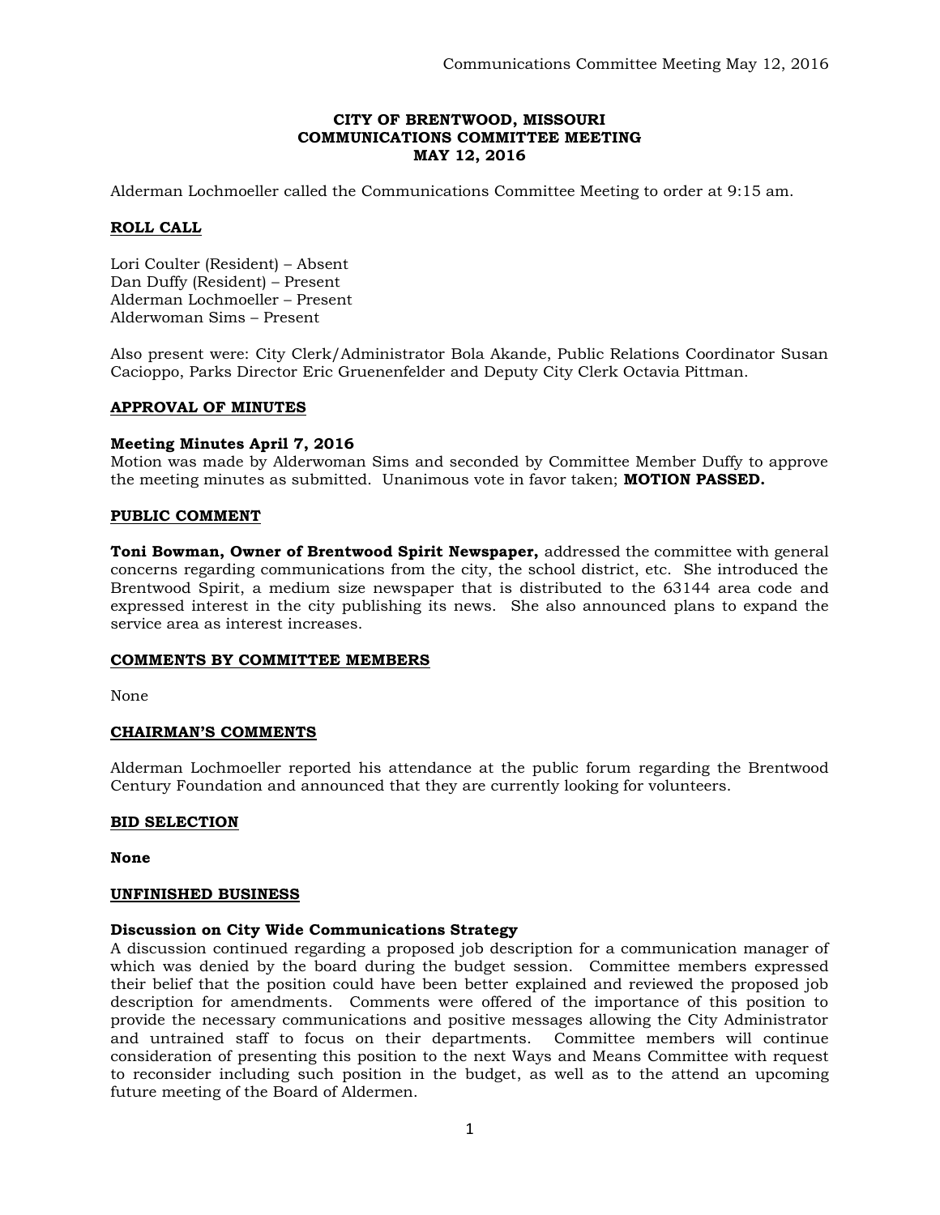**CITY OF BRENTWOOD, MISSOURI**
**COMMUNICATIONS COMMITTEE MEETING**
**MAY 12, 2016**

Alderman Lochmoeller called the Communications Committee Meeting to order at 9:15 am.

**ROLL CALL**

Lori Coulter (Resident) – Absent
Dan Duffy (Resident) – Present
Alderman Lochmoeller – Present
Alderwoman Sims – Present

Also present were: City Clerk/Administrator Bola Akande, Public Relations Coordinator Susan Cacioppo, Parks Director Eric Gruenenfelder and Deputy City Clerk Octavia Pittman.

**APPROVAL OF MINUTES**

**Meeting Minutes April 7, 2016**
Motion was made by Alderwoman Sims and seconded by Committee Member Duffy to approve the meeting minutes as submitted. Unanimous vote in favor taken; **MOTION PASSED.**

**PUBLIC COMMENT**

**Toni Bowman, Owner of Brentwood Spirit Newspaper,** addressed the committee with general concerns regarding communications from the city, the school district, etc. She introduced the Brentwood Spirit, a medium size newspaper that is distributed to the 63144 area code and expressed interest in the city publishing its news. She also announced plans to expand the service area as interest increases.

**COMMENTS BY COMMITTEE MEMBERS**

None

**CHAIRMAN'S COMMENTS**

Alderman Lochmoeller reported his attendance at the public forum regarding the Brentwood Century Foundation and announced that they are currently looking for volunteers.

**BID SELECTION**

**None**

**UNFINISHED BUSINESS**

**Discussion on City Wide Communications Strategy**
A discussion continued regarding a proposed job description for a communication manager of which was denied by the board during the budget session. Committee members expressed their belief that the position could have been better explained and reviewed the proposed job description for amendments. Comments were offered of the importance of this position to provide the necessary communications and positive messages allowing the City Administrator and untrained staff to focus on their departments. Committee members will continue consideration of presenting this position to the next Ways and Means Committee with request to reconsider including such position in the budget, as well as to the attend an upcoming future meeting of the Board of Aldermen.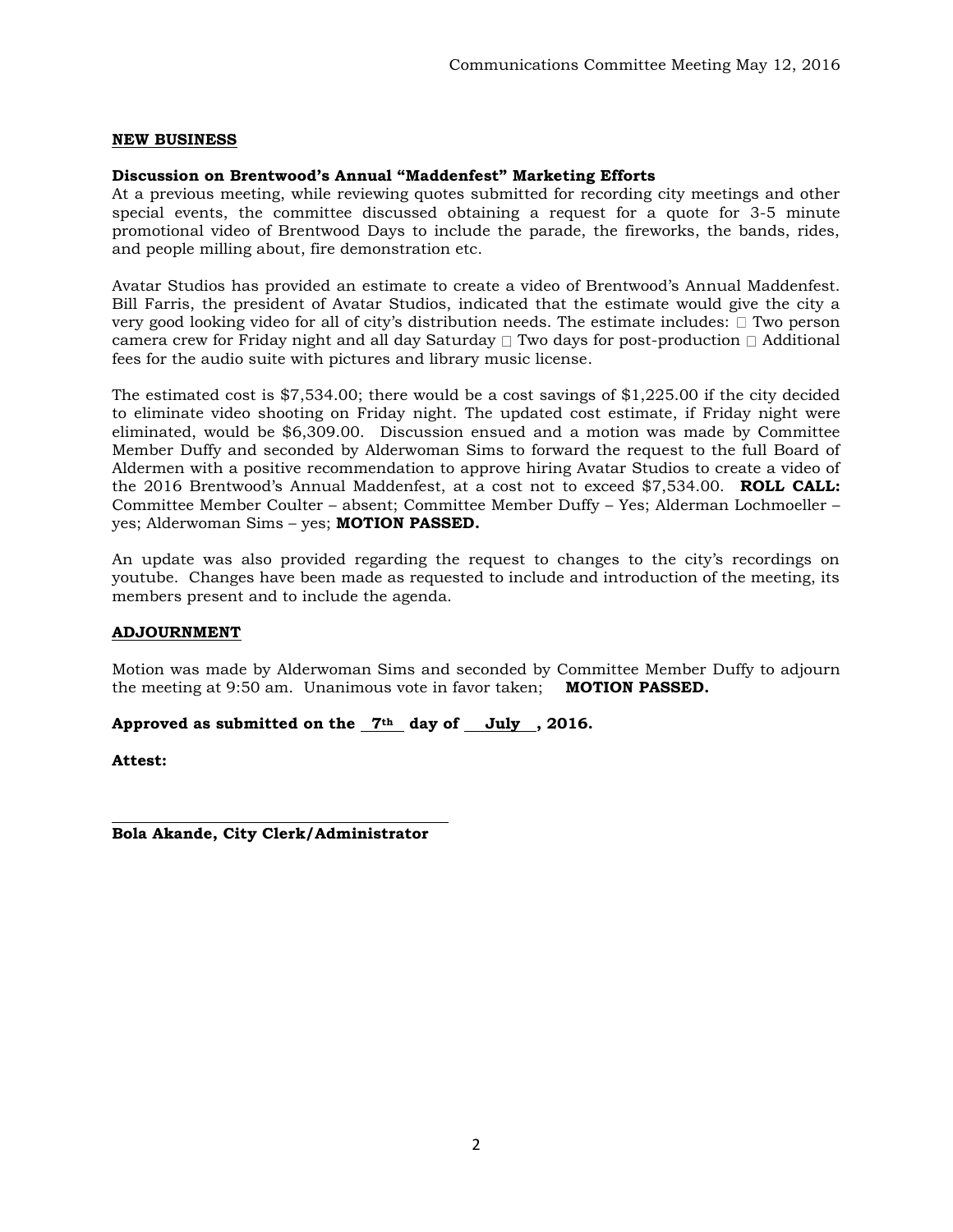## NEW BUSINESS

**Discussion on Brentwood's Annual "Maddenfest" Marketing Efforts**

At a previous meeting, while reviewing quotes submitted for recording city meetings and other special events, the committee discussed obtaining a request for a quote for 3-5 minute promotional video of Brentwood Days to include the parade, the fireworks, the bands, rides, and people milling about, fire demonstration etc.

Avatar Studios has provided an estimate to create a video of Brentwood's Annual Maddenfest. Bill Farris, the president of Avatar Studios, indicated that the estimate would give the city a very good looking video for all of city's distribution needs. The estimate includes:  Two person camera crew for Friday night and all day Saturday  Two days for post-production  Additional fees for the audio suite with pictures and library music license.

The estimated cost is $7,534.00; there would be a cost savings of $1,225.00 if the city decided to eliminate video shooting on Friday night. The updated cost estimate, if Friday night were eliminated, would be $6,309.00. Discussion ensued and a motion was made by Committee Member Duffy and seconded by Alderwoman Sims to forward the request to the full Board of Aldermen with a positive recommendation to approve hiring Avatar Studios to create a video of the 2016 Brentwood's Annual Maddenfest, at a cost not to exceed $7,534.00. **ROLL CALL:** Committee Member Coulter – absent; Committee Member Duffy – Yes; Alderman Lochmoeller – yes; Alderwoman Sims – yes; **MOTION PASSED.**

An update was also provided regarding the request to changes to the city's recordings on youtube. Changes have been made as requested to include and introduction of the meeting, its members present and to include the agenda.

## ADJOURNMENT

Motion was made by Alderwoman Sims and seconded by Committee Member Duffy to adjourn the meeting at 9:50 am. Unanimous vote in favor taken; **MOTION PASSED.**

**Approved as submitted on the 7th day of July, 2016.**

**Attest:**

______________________________

**Bola Akande, City Clerk/Administrator**